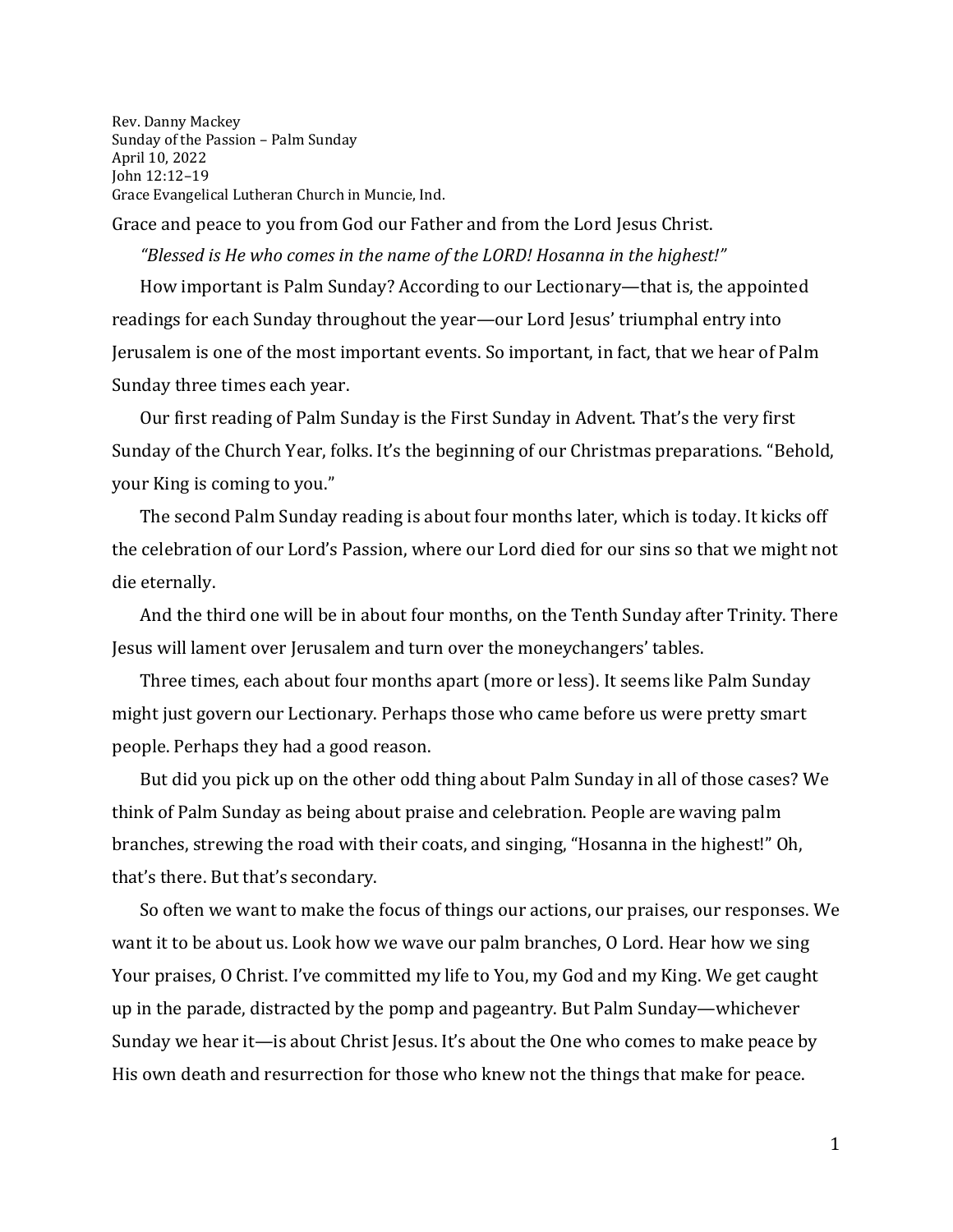Rev. Danny Mackey
Sunday of the Passion – Palm Sunday
April 10, 2022
John 12:12–19
Grace Evangelical Lutheran Church in Muncie, Ind.

Grace and peace to you from God our Father and from the Lord Jesus Christ.

*"Blessed is He who comes in the name of the LORD! Hosanna in the highest!"*

How important is Palm Sunday? According to our Lectionary—that is, the appointed readings for each Sunday throughout the year—our Lord Jesus' triumphal entry into Jerusalem is one of the most important events. So important, in fact, that we hear of Palm Sunday three times each year.

Our first reading of Palm Sunday is the First Sunday in Advent. That's the very first Sunday of the Church Year, folks. It's the beginning of our Christmas preparations. "Behold, your King is coming to you."

The second Palm Sunday reading is about four months later, which is today. It kicks off the celebration of our Lord's Passion, where our Lord died for our sins so that we might not die eternally.

And the third one will be in about four months, on the Tenth Sunday after Trinity. There Jesus will lament over Jerusalem and turn over the moneychangers' tables.

Three times, each about four months apart (more or less). It seems like Palm Sunday might just govern our Lectionary. Perhaps those who came before us were pretty smart people. Perhaps they had a good reason.

But did you pick up on the other odd thing about Palm Sunday in all of those cases? We think of Palm Sunday as being about praise and celebration. People are waving palm branches, strewing the road with their coats, and singing, "Hosanna in the highest!" Oh, that's there. But that's secondary.

So often we want to make the focus of things our actions, our praises, our responses. We want it to be about us. Look how we wave our palm branches, O Lord. Hear how we sing Your praises, O Christ. I've committed my life to You, my God and my King. We get caught up in the parade, distracted by the pomp and pageantry. But Palm Sunday—whichever Sunday we hear it—is about Christ Jesus. It's about the One who comes to make peace by His own death and resurrection for those who knew not the things that make for peace.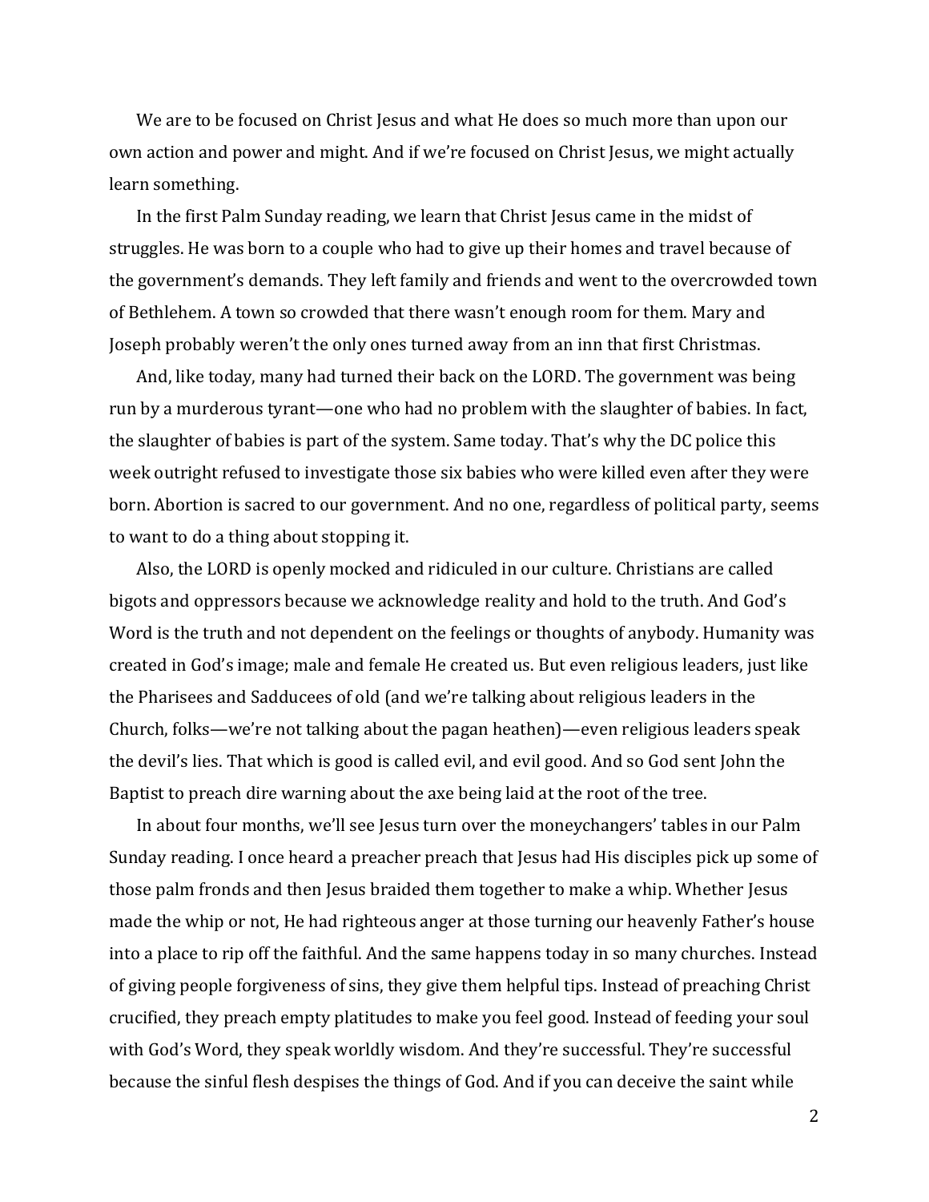We are to be focused on Christ Jesus and what He does so much more than upon our own action and power and might. And if we're focused on Christ Jesus, we might actually learn something.

In the first Palm Sunday reading, we learn that Christ Jesus came in the midst of struggles. He was born to a couple who had to give up their homes and travel because of the government's demands. They left family and friends and went to the overcrowded town of Bethlehem. A town so crowded that there wasn't enough room for them. Mary and Joseph probably weren't the only ones turned away from an inn that first Christmas.

And, like today, many had turned their back on the LORD. The government was being run by a murderous tyrant—one who had no problem with the slaughter of babies. In fact, the slaughter of babies is part of the system. Same today. That's why the DC police this week outright refused to investigate those six babies who were killed even after they were born. Abortion is sacred to our government. And no one, regardless of political party, seems to want to do a thing about stopping it.

Also, the LORD is openly mocked and ridiculed in our culture. Christians are called bigots and oppressors because we acknowledge reality and hold to the truth. And God's Word is the truth and not dependent on the feelings or thoughts of anybody. Humanity was created in God's image; male and female He created us. But even religious leaders, just like the Pharisees and Sadducees of old (and we're talking about religious leaders in the Church, folks—we're not talking about the pagan heathen)—even religious leaders speak the devil's lies. That which is good is called evil, and evil good. And so God sent John the Baptist to preach dire warning about the axe being laid at the root of the tree.

In about four months, we'll see Jesus turn over the moneychangers' tables in our Palm Sunday reading. I once heard a preacher preach that Jesus had His disciples pick up some of those palm fronds and then Jesus braided them together to make a whip. Whether Jesus made the whip or not, He had righteous anger at those turning our heavenly Father's house into a place to rip off the faithful. And the same happens today in so many churches. Instead of giving people forgiveness of sins, they give them helpful tips. Instead of preaching Christ crucified, they preach empty platitudes to make you feel good. Instead of feeding your soul with God's Word, they speak worldly wisdom. And they're successful. They're successful because the sinful flesh despises the things of God. And if you can deceive the saint while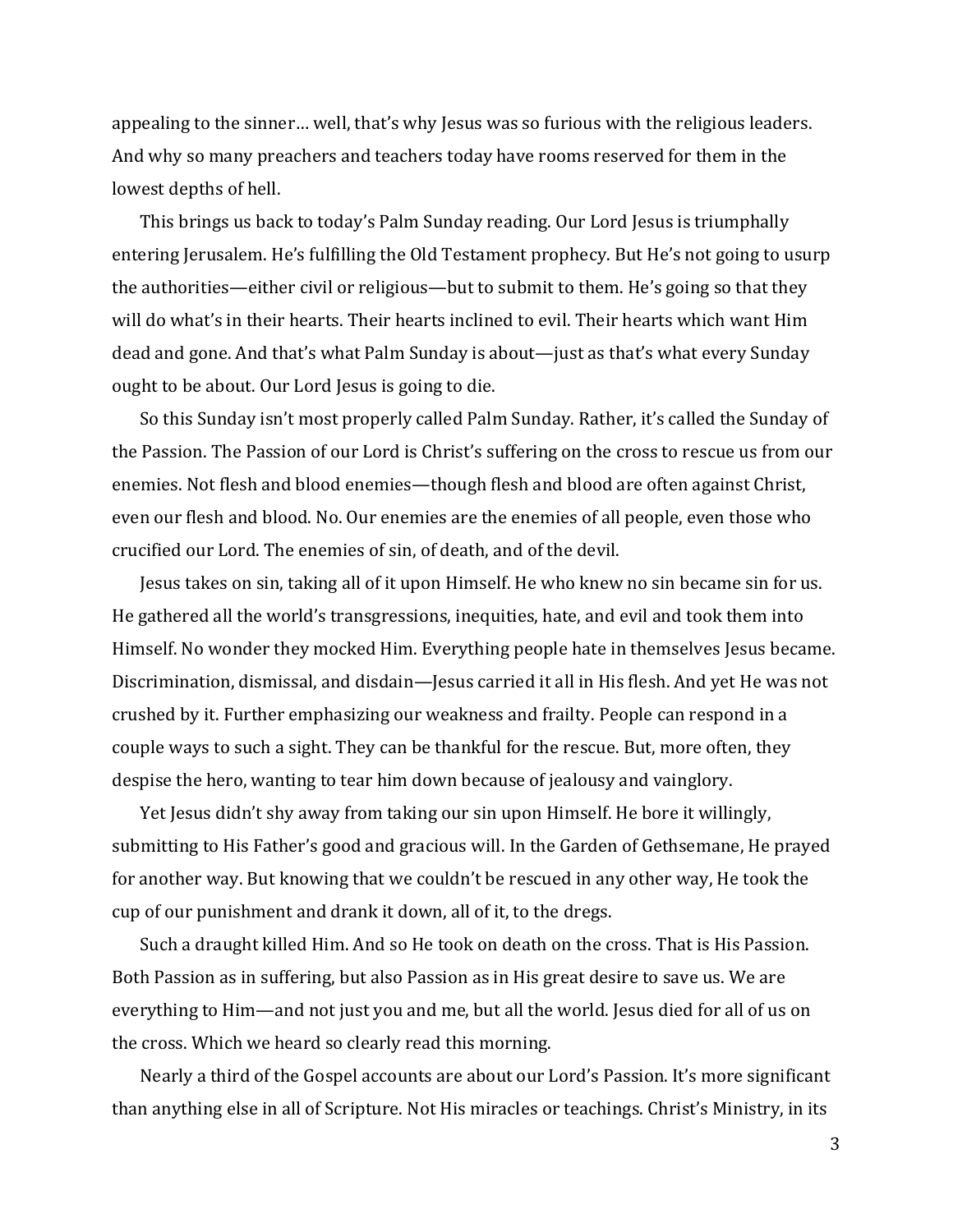appealing to the sinner… well, that's why Jesus was so furious with the religious leaders. And why so many preachers and teachers today have rooms reserved for them in the lowest depths of hell.

This brings us back to today's Palm Sunday reading. Our Lord Jesus is triumphally entering Jerusalem. He's fulfilling the Old Testament prophecy. But He's not going to usurp the authorities—either civil or religious—but to submit to them. He's going so that they will do what's in their hearts. Their hearts inclined to evil. Their hearts which want Him dead and gone. And that's what Palm Sunday is about—just as that's what every Sunday ought to be about. Our Lord Jesus is going to die.

So this Sunday isn't most properly called Palm Sunday. Rather, it's called the Sunday of the Passion. The Passion of our Lord is Christ's suffering on the cross to rescue us from our enemies. Not flesh and blood enemies—though flesh and blood are often against Christ, even our flesh and blood. No. Our enemies are the enemies of all people, even those who crucified our Lord. The enemies of sin, of death, and of the devil.

Jesus takes on sin, taking all of it upon Himself. He who knew no sin became sin for us. He gathered all the world's transgressions, inequities, hate, and evil and took them into Himself. No wonder they mocked Him. Everything people hate in themselves Jesus became. Discrimination, dismissal, and disdain—Jesus carried it all in His flesh. And yet He was not crushed by it. Further emphasizing our weakness and frailty. People can respond in a couple ways to such a sight. They can be thankful for the rescue. But, more often, they despise the hero, wanting to tear him down because of jealousy and vainglory.

Yet Jesus didn't shy away from taking our sin upon Himself. He bore it willingly, submitting to His Father's good and gracious will. In the Garden of Gethsemane, He prayed for another way. But knowing that we couldn't be rescued in any other way, He took the cup of our punishment and drank it down, all of it, to the dregs.

Such a draught killed Him. And so He took on death on the cross. That is His Passion. Both Passion as in suffering, but also Passion as in His great desire to save us. We are everything to Him—and not just you and me, but all the world. Jesus died for all of us on the cross. Which we heard so clearly read this morning.

Nearly a third of the Gospel accounts are about our Lord's Passion. It's more significant than anything else in all of Scripture. Not His miracles or teachings. Christ's Ministry, in its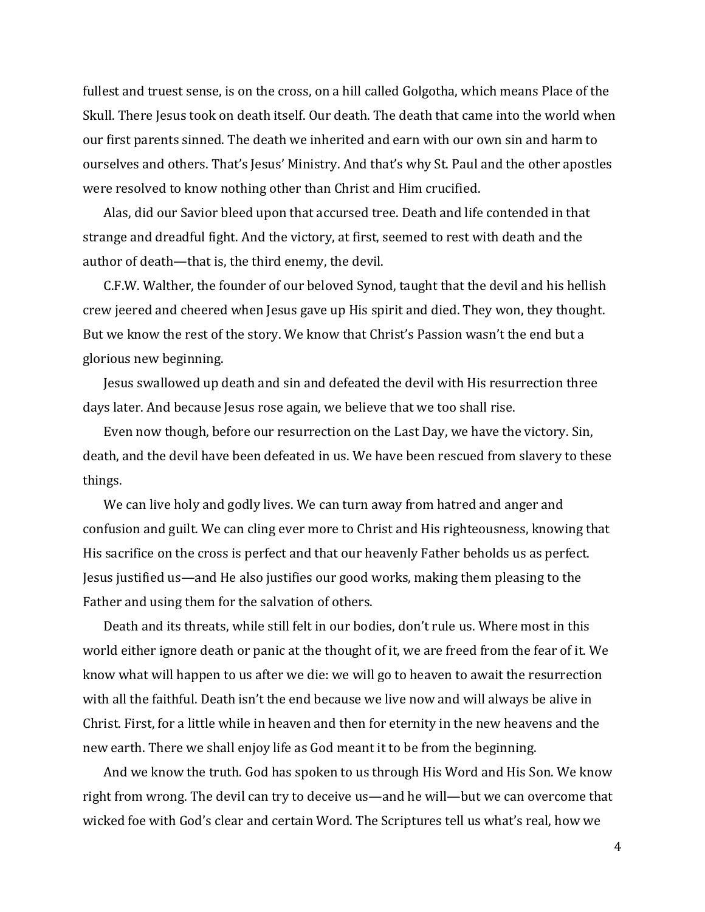fullest and truest sense, is on the cross, on a hill called Golgotha, which means Place of the Skull. There Jesus took on death itself. Our death. The death that came into the world when our first parents sinned. The death we inherited and earn with our own sin and harm to ourselves and others. That's Jesus' Ministry. And that's why St. Paul and the other apostles were resolved to know nothing other than Christ and Him crucified.

Alas, did our Savior bleed upon that accursed tree. Death and life contended in that strange and dreadful fight. And the victory, at first, seemed to rest with death and the author of death—that is, the third enemy, the devil.

C.F.W. Walther, the founder of our beloved Synod, taught that the devil and his hellish crew jeered and cheered when Jesus gave up His spirit and died. They won, they thought. But we know the rest of the story. We know that Christ's Passion wasn't the end but a glorious new beginning.

Jesus swallowed up death and sin and defeated the devil with His resurrection three days later. And because Jesus rose again, we believe that we too shall rise.

Even now though, before our resurrection on the Last Day, we have the victory. Sin, death, and the devil have been defeated in us. We have been rescued from slavery to these things.

We can live holy and godly lives. We can turn away from hatred and anger and confusion and guilt. We can cling ever more to Christ and His righteousness, knowing that His sacrifice on the cross is perfect and that our heavenly Father beholds us as perfect. Jesus justified us—and He also justifies our good works, making them pleasing to the Father and using them for the salvation of others.

Death and its threats, while still felt in our bodies, don't rule us. Where most in this world either ignore death or panic at the thought of it, we are freed from the fear of it. We know what will happen to us after we die: we will go to heaven to await the resurrection with all the faithful. Death isn't the end because we live now and will always be alive in Christ. First, for a little while in heaven and then for eternity in the new heavens and the new earth. There we shall enjoy life as God meant it to be from the beginning.

And we know the truth. God has spoken to us through His Word and His Son. We know right from wrong. The devil can try to deceive us—and he will—but we can overcome that wicked foe with God's clear and certain Word. The Scriptures tell us what's real, how we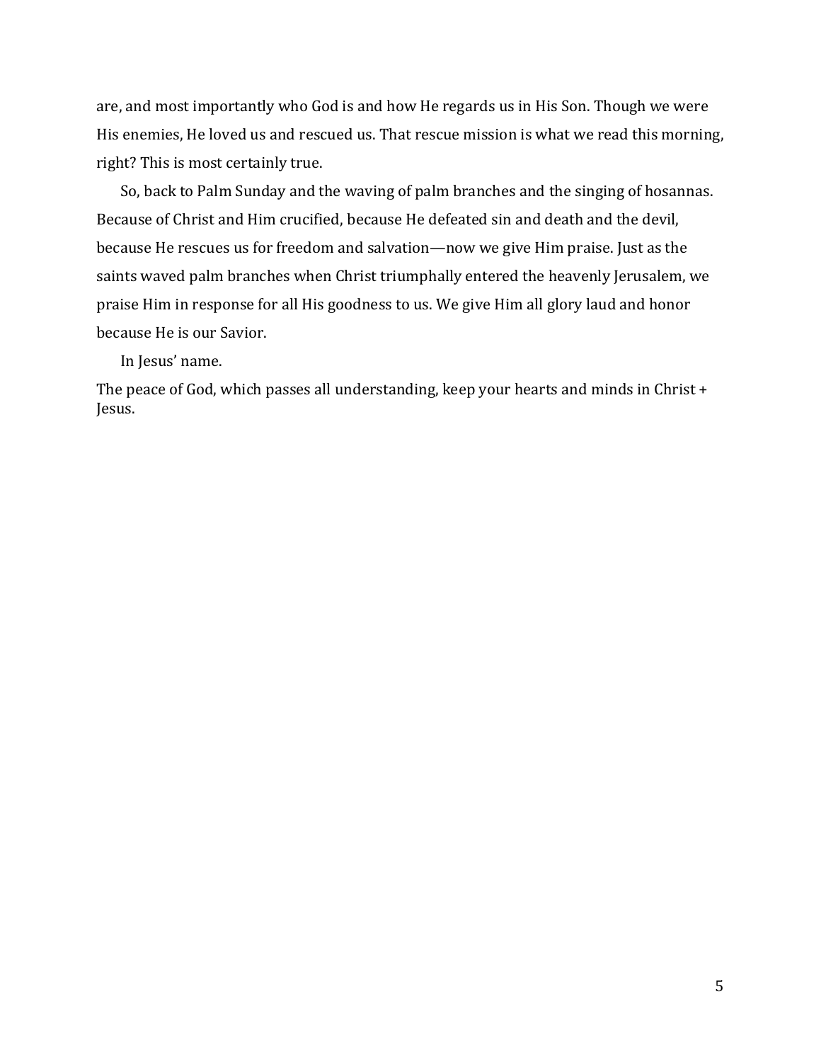are, and most importantly who God is and how He regards us in His Son. Though we were His enemies, He loved us and rescued us. That rescue mission is what we read this morning, right? This is most certainly true.

So, back to Palm Sunday and the waving of palm branches and the singing of hosannas. Because of Christ and Him crucified, because He defeated sin and death and the devil, because He rescues us for freedom and salvation—now we give Him praise. Just as the saints waved palm branches when Christ triumphally entered the heavenly Jerusalem, we praise Him in response for all His goodness to us. We give Him all glory laud and honor because He is our Savior.

In Jesus' name.

The peace of God, which passes all understanding, keep your hearts and minds in Christ + Jesus.